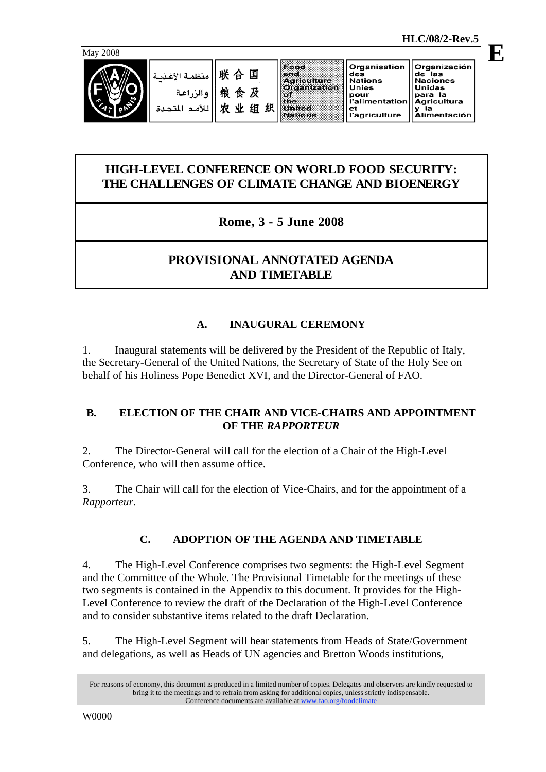HLC/08/2-Rev.5

May 2008

E

# HIGH-LEVEL CONFERENCE ON WORLD FOOD SECURITY: THE CHALLENGES OF CLIMATE CHANGE AND BIOENERGY

## Rome, 3 - 5 June 2008

## PROVISIONAL ANNOTATED AGENDA AND TIMETABLE

### A. INAUGURAL CEREMONY

1. Inaugural statements will be delivered by the President of the Republic of Italy, the Secretary-General of the United Nations, the Secretary of State of the Holy See on behalf of his Holiness Pope Benedict XVI, and the Director-General of FAO.

### B. ELECTION OF THE CHAIR AND VICE-CHAIRS AND APPOINTMENT OF THE *RAPPORTEUR*

2. The Director-General will call for the election of a Chair of the High-Level Conference, who will then assume office.

3. The Chair will call for the election of Vice-Chairs, and for the appointment of a *Rapporteur*.

### C. ADOPTION OF THE AGENDA AND TIMETABLE

4. The High-Level Conference comprises two segments: the High-Level Segment and the Committee of the Whole. The Provisional Timetable for the meetings of these two segments is contained in the Appendix to this document. It provides for the High-Level Conference to review the draft of the Declaration of the High-Level Conference and to consider substantive items related to the draft Declaration.

5. The High-Level Segment will hear statements from Heads of State/Government and delegations, as well as Heads of UN agencies and Bretton Woods institutions,

For reasons of economy, this document is produced in a limited number of copies. Delegates and observers are kindly requested to bring it to the meetings and to refrain from asking for additional copies, unless strictly indispensable. Conference documents are available at www.fao.org/foodclimate

W0000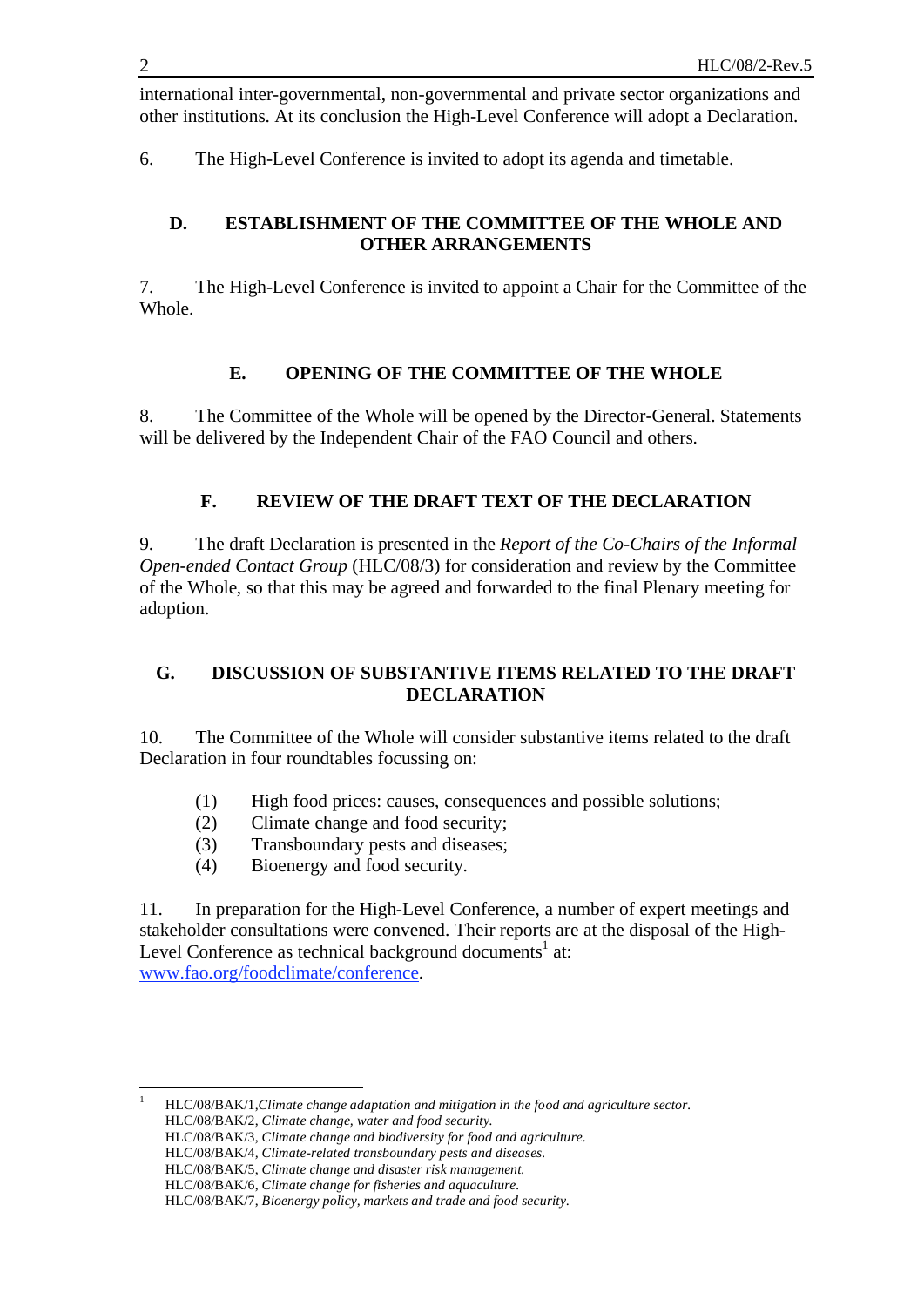international inter-governmental, non-governmental and private sector organizations and other institutions. At its conclusion the High-Level Conference will adopt a Declaration.

6. The High-Level Conference is invited to adopt its agenda and timetable.

## D. ESTABLISHMENT OF THE COMMITTEE OF THE WHOLE AND OTHER ARRANGEMENTS

7. The High-Level Conference is invited to appoint a Chair for the Committee of the Whole.

## E. OPENING OF THE COMMITTEE OF THE WHOLE

8. The Committee of the Whole will be opened by the Director-General. Statements will be delivered by the Independent Chair of the FAO Council and others.

## F. REVIEW OF THE DRAFT TEXT OF THE DECLARATION

9. The draft Declaration is presented in the *Report of the Co-Chairs of the Informal Open-ended Contact Group* (HLC/08/3) for consideration and review by the Committee of the Whole, so that this may be agreed and forwarded to the final Plenary meeting for adoption.

## G. DISCUSSION OF SUBSTANTIVE ITEMS RELATED TO THE DRAFT DECLARATION

10. The Committee of the Whole will consider substantive items related to the draft Declaration in four roundtables focussing on:

(1) High food prices: causes, consequences and possible solutions;
(2) Climate change and food security;
(3) Transboundary pests and diseases;
(4) Bioenergy and food security.

11. In preparation for the High-Level Conference, a number of expert meetings and stakeholder consultations were convened. Their reports are at the disposal of the High-Level Conference as technical background documents[1] at: [www.fao.org/foodclimate/conference](www.fao.org/foodclimate/conference).

---

[1] HLC/08/BAK/1,*Climate change adaptation and mitigation in the food and agriculture sector.*
HLC/08/BAK/2, *Climate change, water and food security.*
HLC/08/BAK/3, *Climate change and biodiversity for food and agriculture.*
HLC/08/BAK/4, *Climate-related transboundary pests and diseases.*
HLC/08/BAK/5, *Climate change and disaster risk management.*
HLC/08/BAK/6, *Climate change for fisheries and aquaculture.*
HLC/08/BAK/7, *Bioenergy policy, markets and trade and food security.*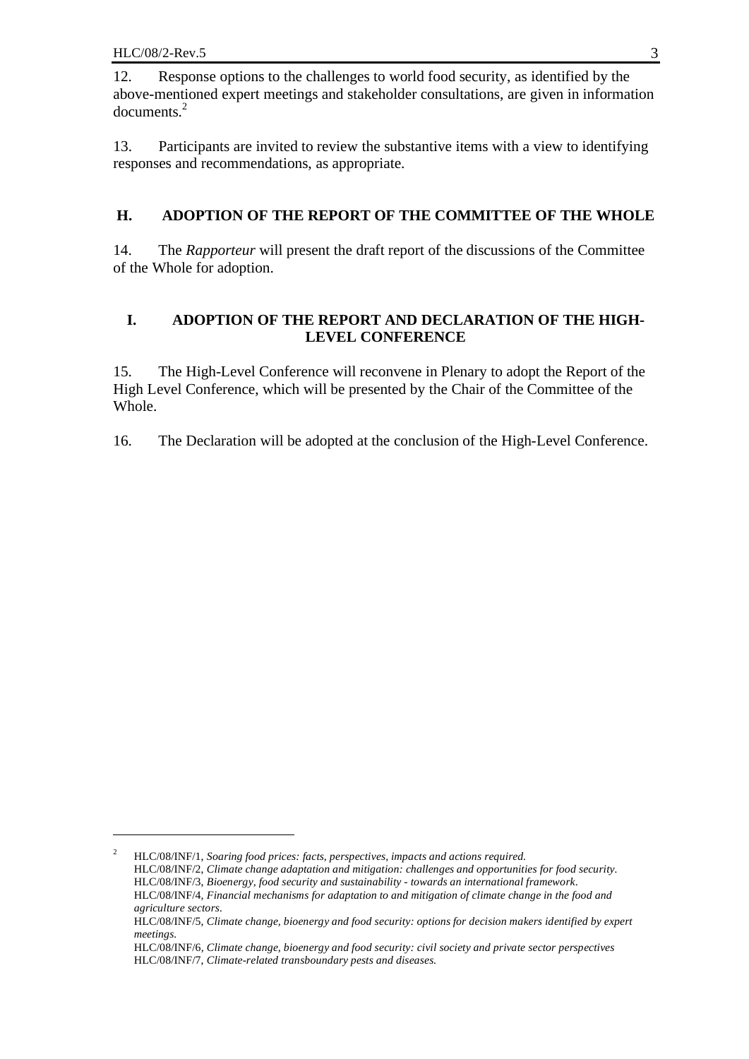12. Response options to the challenges to world food security, as identified by the above-mentioned expert meetings and stakeholder consultations, are given in information documents.[2]

13. Participants are invited to review the substantive items with a view to identifying responses and recommendations, as appropriate.

## H. ADOPTION OF THE REPORT OF THE COMMITTEE OF THE WHOLE

14. The *Rapporteur* will present the draft report of the discussions of the Committee of the Whole for adoption.

## I. ADOPTION OF THE REPORT AND DECLARATION OF THE HIGH-LEVEL CONFERENCE

15. The High-Level Conference will reconvene in Plenary to adopt the Report of the High Level Conference, which will be presented by the Chair of the Committee of the Whole.

16. The Declaration will be adopted at the conclusion of the High-Level Conference.

---

[2] HLC/08/INF/1, *Soaring food prices: facts, perspectives, impacts and actions required.*
HLC/08/INF/2, *Climate change adaptation and mitigation: challenges and opportunities for food security.*
HLC/08/INF/3, *Bioenergy, food security and sustainability - towards an international framework.*
HLC/08/INF/4, *Financial mechanisms for adaptation to and mitigation of climate change in the food and agriculture sectors.*
HLC/08/INF/5, *Climate change, bioenergy and food security: options for decision makers identified by expert meetings.*
HLC/08/INF/6, *Climate change, bioenergy and food security: civil society and private sector perspectives*
HLC/08/INF/7, *Climate-related transboundary pests and diseases.*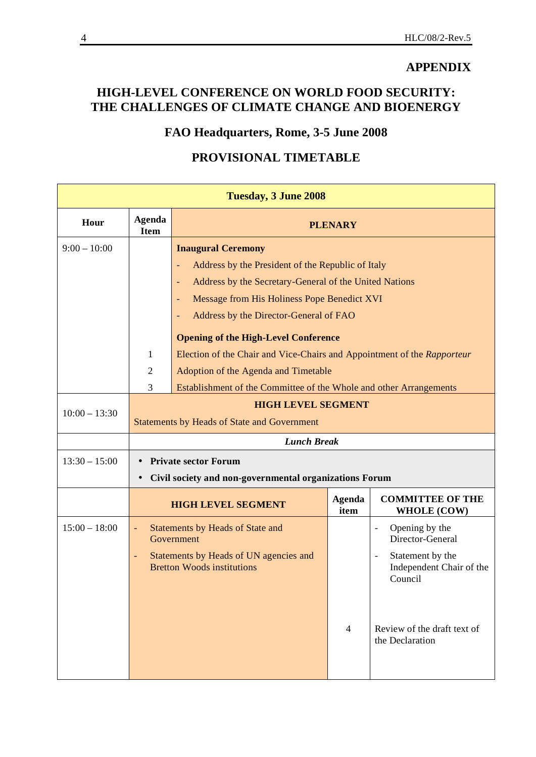## APPENDIX

# HIGH-LEVEL CONFERENCE ON WORLD FOOD SECURITY: THE CHALLENGES OF CLIMATE CHANGE AND BIOENERGY

## FAO Headquarters, Rome, 3-5 June 2008

## PROVISIONAL TIMETABLE

| **Tuesday, 3 June 2008** | | | | |
|---|---|---|---|---|
| **Hour** | **Agenda Item** | **PLENARY** | | |
| 9:00 – 10:00 | | **Inaugural Ceremony**<br>- Address by the President of the Republic of Italy<br>- Address by the Secretary-General of the United Nations<br>- Message from His Holiness Pope Benedict XVI<br>- Address by the Director-General of FAO | | |
| | | **Opening of the High-Level Conference** | | |
| | 1 | Election of the Chair and Vice-Chairs and Appointment of the *Rapporteur* | | |
| | 2 | Adoption of the Agenda and Timetable | | |
| | 3 | Establishment of the Committee of the Whole and other Arrangements | | |
| 10:00 – 13:30 | **HIGH LEVEL SEGMENT**<br>Statements by Heads of State and Government | | | |
| | ***Lunch Break*** | | | |
| 13:30 – 15:00 | • **Private sector Forum**<br>• **Civil society and non-governmental organizations Forum** | | | |
| | **HIGH LEVEL SEGMENT** | | **Agenda item** | **COMMITTEE OF THE WHOLE (COW)** |
| 15:00 – 18:00 | - Statements by Heads of State and Government<br>- Statements by Heads of UN agencies and Bretton Woods institutions | | | - Opening by the Director-General<br>- Statement by the Independent Chair of the Council |
| | | | 4 | Review of the draft text of the Declaration |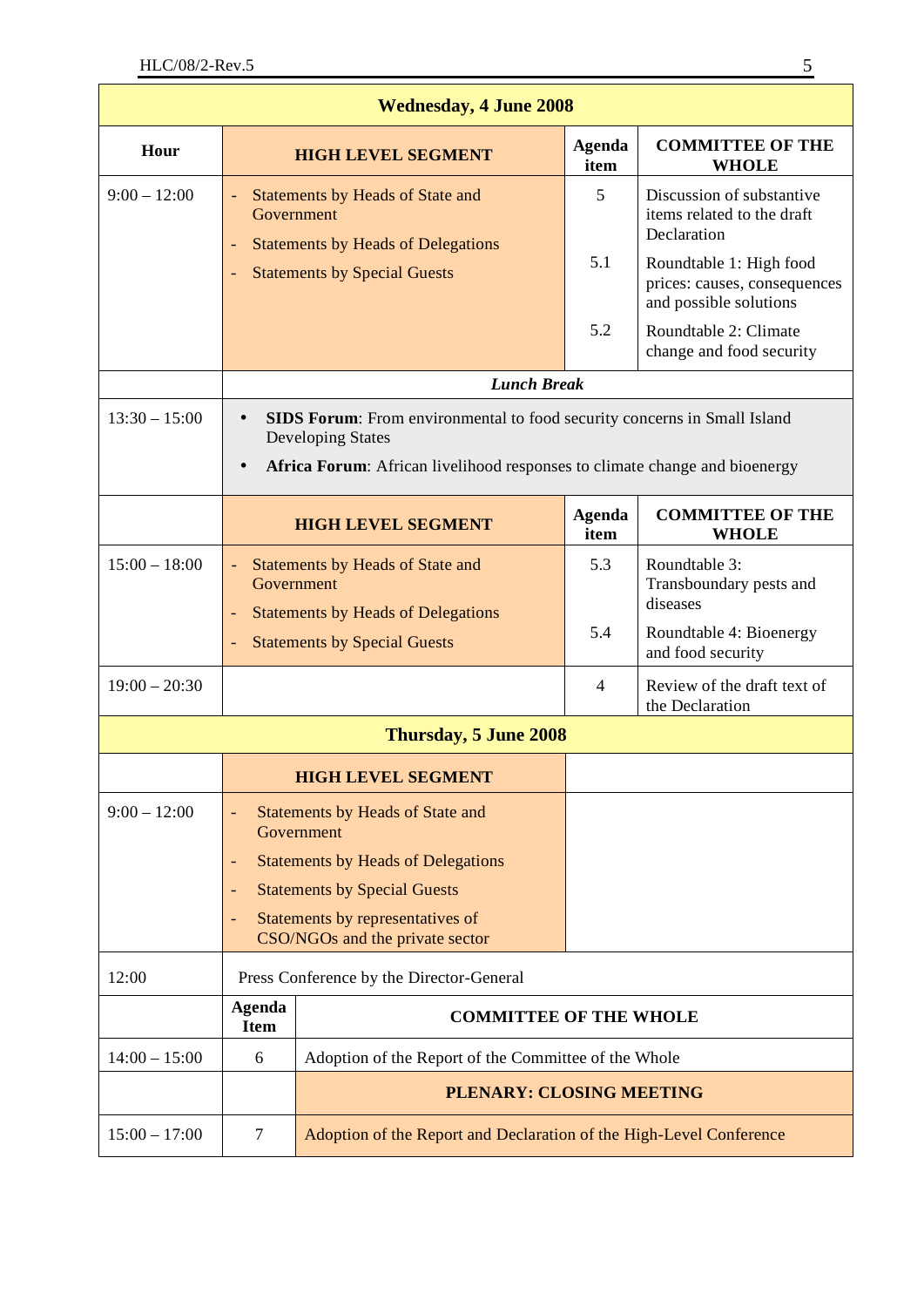| **Wednesday, 4 June 2008** | | | |
|---|---|---|---|
| **Hour** | **HIGH LEVEL SEGMENT** | **Agenda item** | **COMMITTEE OF THE WHOLE** |
| 9:00 – 12:00 | - Statements by Heads of State and Government<br>- Statements by Heads of Delegations<br>- Statements by Special Guests | 5<br><br>5.1<br><br>5.2 | Discussion of substantive items related to the draft Declaration<br><br>Roundtable 1: High food prices: causes, consequences and possible solutions<br><br>Roundtable 2: Climate change and food security |
| | ***Lunch Break*** | | |
| 13:30 – 15:00 | • **SIDS Forum**: From environmental to food security concerns in Small Island Developing States<br>• **Africa Forum**: African livelihood responses to climate change and bioenergy | | |
| | **HIGH LEVEL SEGMENT** | **Agenda item** | **COMMITTEE OF THE WHOLE** |
| 15:00 – 18:00 | - Statements by Heads of State and Government<br>- Statements by Heads of Delegations<br>- Statements by Special Guests | 5.3<br><br>5.4 | Roundtable 3: Transboundary pests and diseases<br><br>Roundtable 4: Bioenergy and food security |
| 19:00 – 20:30 | | 4 | Review of the draft text of the Declaration |

| **Thursday, 5 June 2008** | | |
|---|---|---|
| | **HIGH LEVEL SEGMENT** | |
| 9:00 – 12:00 | - Statements by Heads of State and Government<br>- Statements by Heads of Delegations<br>- Statements by Special Guests<br>- Statements by representatives of CSO/NGOs and the private sector | |
| 12:00 | Press Conference by the Director-General | |
| | **Agenda Item** | **COMMITTEE OF THE WHOLE** |
| 14:00 – 15:00 | 6 | Adoption of the Report of the Committee of the Whole |
| | | **PLENARY: CLOSING MEETING** |
| 15:00 – 17:00 | 7 | Adoption of the Report and Declaration of the High-Level Conference |